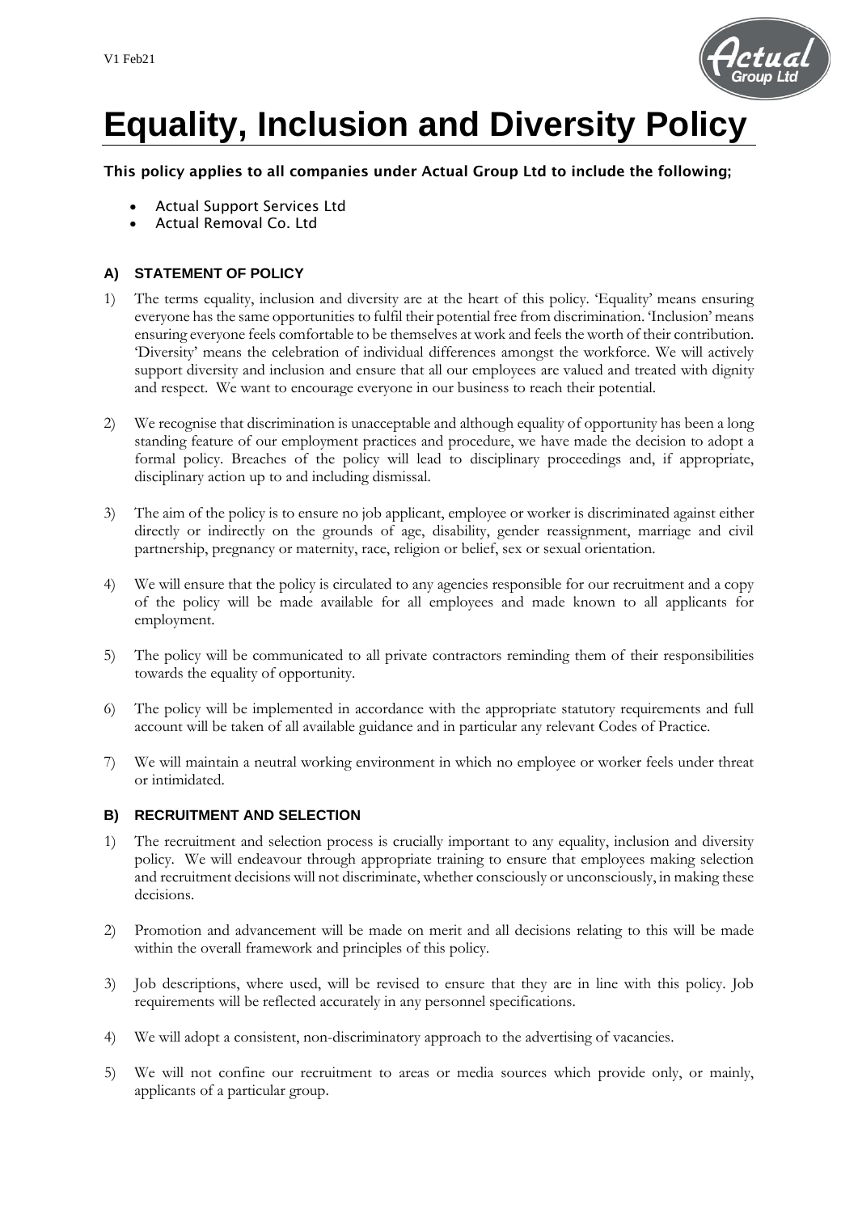V1 Feb21

# Equality, Inclusion and Diversity Policy

**This policy applies to all companies under Actual Group Ltd to include the following;**

- Actual Support Services Ltd
- Actual Removal Co. Ltd

## A) STATEMENT OF POLICY

1) The terms equality, inclusion and diversity are at the heart of this policy. 'Equality' means ensuring everyone has the same opportunities to fulfil their potential free from discrimination. 'Inclusion' means ensuring everyone feels comfortable to be themselves at work and feels the worth of their contribution. 'Diversity' means the celebration of individual differences amongst the workforce. We will actively support diversity and inclusion and ensure that all our employees are valued and treated with dignity and respect. We want to encourage everyone in our business to reach their potential.

2) We recognise that discrimination is unacceptable and although equality of opportunity has been a long standing feature of our employment practices and procedure, we have made the decision to adopt a formal policy. Breaches of the policy will lead to disciplinary proceedings and, if appropriate, disciplinary action up to and including dismissal.

3) The aim of the policy is to ensure no job applicant, employee or worker is discriminated against either directly or indirectly on the grounds of age, disability, gender reassignment, marriage and civil partnership, pregnancy or maternity, race, religion or belief, sex or sexual orientation.

4) We will ensure that the policy is circulated to any agencies responsible for our recruitment and a copy of the policy will be made available for all employees and made known to all applicants for employment.

5) The policy will be communicated to all private contractors reminding them of their responsibilities towards the equality of opportunity.

6) The policy will be implemented in accordance with the appropriate statutory requirements and full account will be taken of all available guidance and in particular any relevant Codes of Practice.

7) We will maintain a neutral working environment in which no employee or worker feels under threat or intimidated.

## B) RECRUITMENT AND SELECTION

1) The recruitment and selection process is crucially important to any equality, inclusion and diversity policy. We will endeavour through appropriate training to ensure that employees making selection and recruitment decisions will not discriminate, whether consciously or unconsciously, in making these decisions.

2) Promotion and advancement will be made on merit and all decisions relating to this will be made within the overall framework and principles of this policy.

3) Job descriptions, where used, will be revised to ensure that they are in line with this policy. Job requirements will be reflected accurately in any personnel specifications.

4) We will adopt a consistent, non-discriminatory approach to the advertising of vacancies.

5) We will not confine our recruitment to areas or media sources which provide only, or mainly, applicants of a particular group.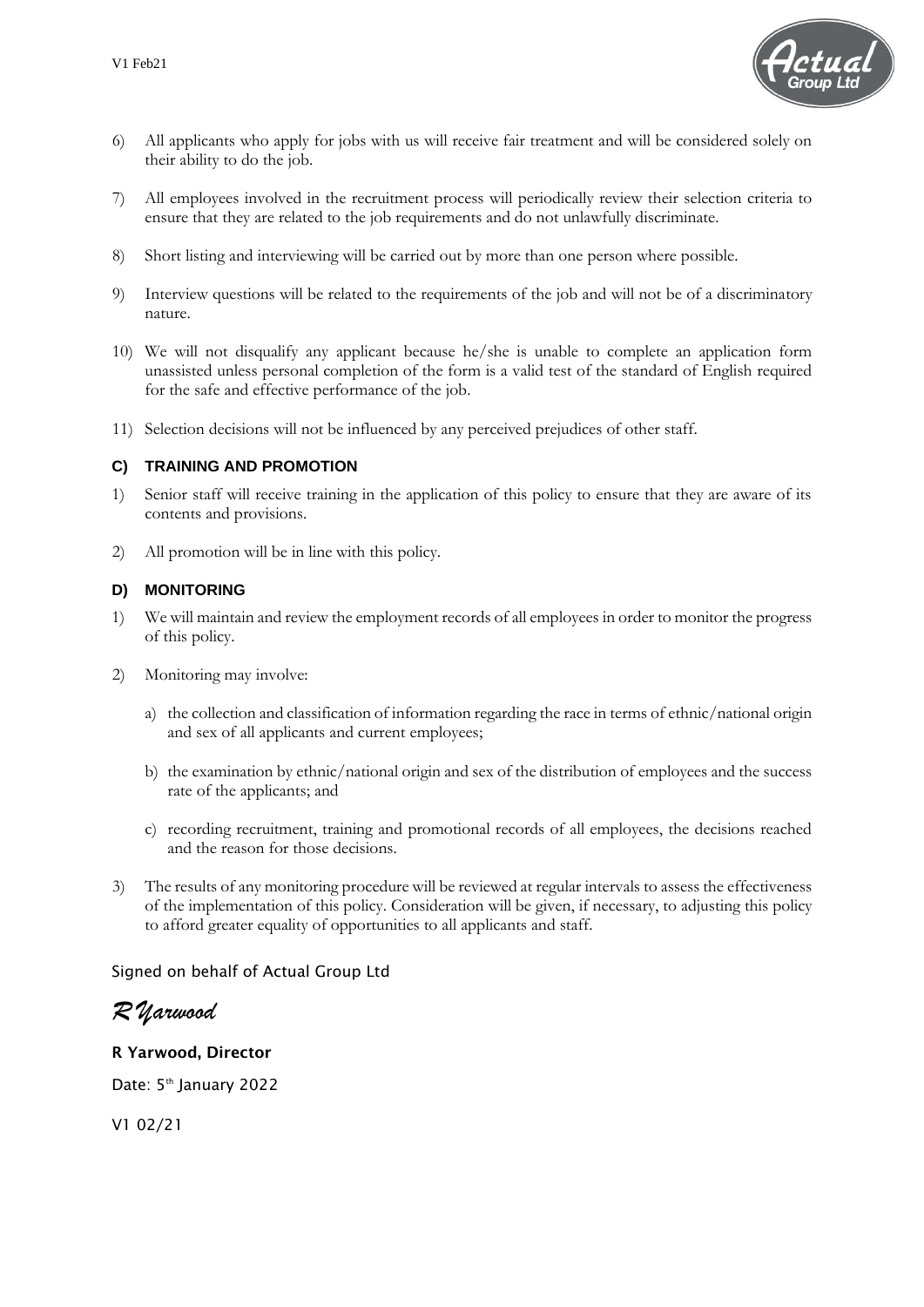6) All applicants who apply for jobs with us will receive fair treatment and will be considered solely on their ability to do the job.

7) All employees involved in the recruitment process will periodically review their selection criteria to ensure that they are related to the job requirements and do not unlawfully discriminate.

8) Short listing and interviewing will be carried out by more than one person where possible.

9) Interview questions will be related to the requirements of the job and will not be of a discriminatory nature.

10) We will not disqualify any applicant because he/she is unable to complete an application form unassisted unless personal completion of the form is a valid test of the standard of English required for the safe and effective performance of the job.

11) Selection decisions will not be influenced by any perceived prejudices of other staff.

### C) TRAINING AND PROMOTION

1) Senior staff will receive training in the application of this policy to ensure that they are aware of its contents and provisions.

2) All promotion will be in line with this policy.

### D) MONITORING

1) We will maintain and review the employment records of all employees in order to monitor the progress of this policy.

2) Monitoring may involve:

   a) the collection and classification of information regarding the race in terms of ethnic/national origin and sex of all applicants and current employees;

   b) the examination by ethnic/national origin and sex of the distribution of employees and the success rate of the applicants; and

   c) recording recruitment, training and promotional records of all employees, the decisions reached and the reason for those decisions.

3) The results of any monitoring procedure will be reviewed at regular intervals to assess the effectiveness of the implementation of this policy. Consideration will be given, if necessary, to adjusting this policy to afford greater equality of opportunities to all applicants and staff.

Signed on behalf of Actual Group Ltd

*R Yarwood*

**R Yarwood, Director**

Date: 5th January 2022

V1 02/21